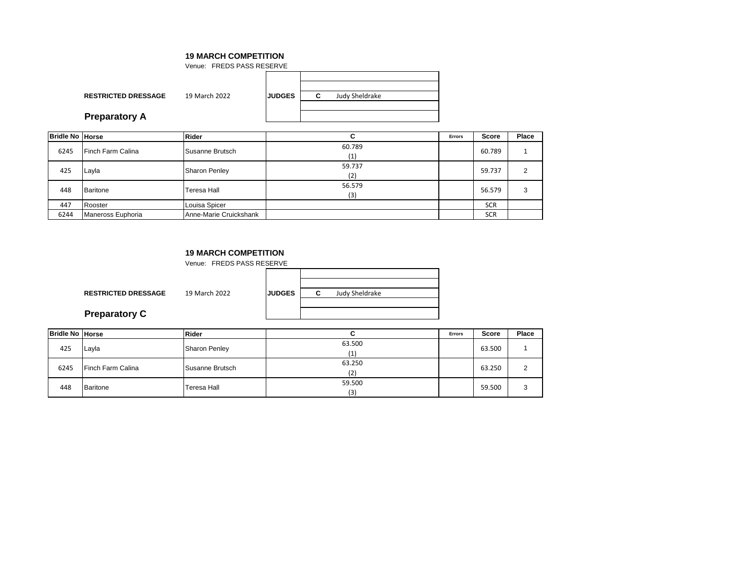**19 MARCH COMPETITION**

Venue: FREDS PASS RESERVE

**RESTRICTED DRESSAGE** 19 March 2022

| JUDGES | |
|---|---|
| | |
| | |
| | **C** Judy Sheldrake |
| | |
| | |

## Preparatory A

| Bridle No | Horse | Rider | C | Errors | Score | Place |
|---|---|---|---|---|---|---|
| 6245 | Finch Farm Calina | Susanne Brutsch | 60.789 (1) | | 60.789 | 1 |
| 425 | Layla | Sharon Penley | 59.737 (2) | | 59.737 | 2 |
| 448 | Baritone | Teresa Hall | 56.579 (3) | | 56.579 | 3 |
| 447 | Rooster | Louisa Spicer | | | SCR | |
| 6244 | Maneross Euphoria | Anne-Marie Cruickshank | | | SCR | |

**19 MARCH COMPETITION**

Venue: FREDS PASS RESERVE

**RESTRICTED DRESSAGE** 19 March 2022

| JUDGES | |
|---|---|
| | |
| | |
| | **C** Judy Sheldrake |
| | |
| | |

## Preparatory C

| Bridle No | Horse | Rider | C | Errors | Score | Place |
|---|---|---|---|---|---|---|
| 425 | Layla | Sharon Penley | 63.500 (1) | | 63.500 | 1 |
| 6245 | Finch Farm Calina | Susanne Brutsch | 63.250 (2) | | 63.250 | 2 |
| 448 | Baritone | Teresa Hall | 59.500 (3) | | 59.500 | 3 |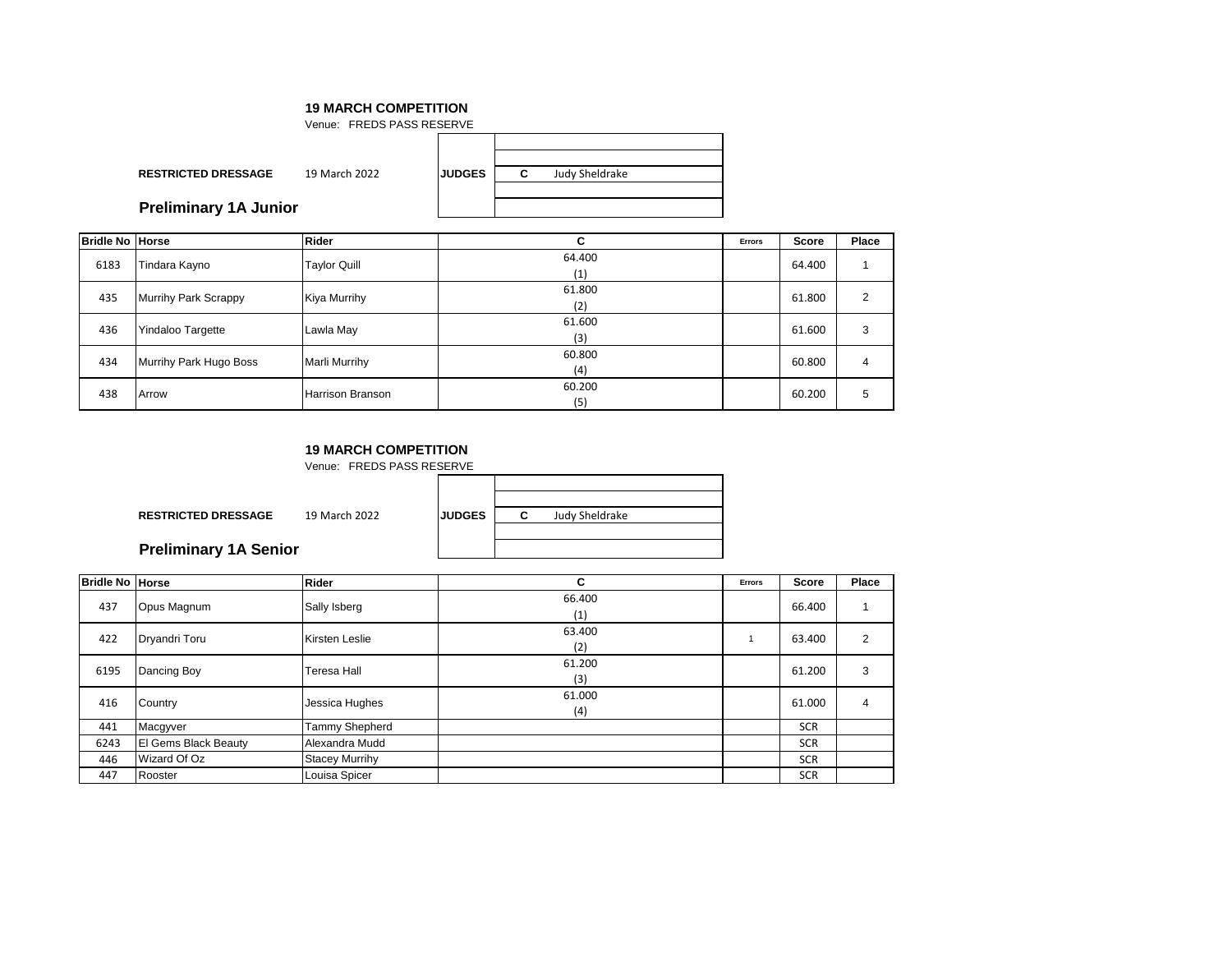**19 MARCH COMPETITION**

Venue: FREDS PASS RESERVE

**RESTRICTED DRESSAGE** 19 March 2022

| JUDGES | |
|---|---|
| C | Judy Sheldrake |

## Preliminary 1A Junior

| Bridle No | Horse | Rider | C | Errors | Score | Place |
|---|---|---|---|---|---|---|
| 6183 | Tindara Kayno | Taylor Quill | 64.400 (1) | | 64.400 | 1 |
| 435 | Murrihy Park Scrappy | Kiya Murrihy | 61.800 (2) | | 61.800 | 2 |
| 436 | Yindaloo Targette | Lawla May | 61.600 (3) | | 61.600 | 3 |
| 434 | Murrihy Park Hugo Boss | Marli Murrihy | 60.800 (4) | | 60.800 | 4 |
| 438 | Arrow | Harrison Branson | 60.200 (5) | | 60.200 | 5 |

**19 MARCH COMPETITION**

Venue: FREDS PASS RESERVE

**RESTRICTED DRESSAGE** 19 March 2022

| JUDGES | |
|---|---|
| C | Judy Sheldrake |

## Preliminary 1A Senior

| Bridle No | Horse | Rider | C | Errors | Score | Place |
|---|---|---|---|---|---|---|
| 437 | Opus Magnum | Sally Isberg | 66.400 (1) | | 66.400 | 1 |
| 422 | Dryandri Toru | Kirsten Leslie | 63.400 (2) | 1 | 63.400 | 2 |
| 6195 | Dancing Boy | Teresa Hall | 61.200 (3) | | 61.200 | 3 |
| 416 | Country | Jessica Hughes | 61.000 (4) | | 61.000 | 4 |
| 441 | Macgyver | Tammy Shepherd | | | SCR | |
| 6243 | El Gems Black Beauty | Alexandra Mudd | | | SCR | |
| 446 | Wizard Of Oz | Stacey Murrihy | | | SCR | |
| 447 | Rooster | Louisa Spicer | | | SCR | |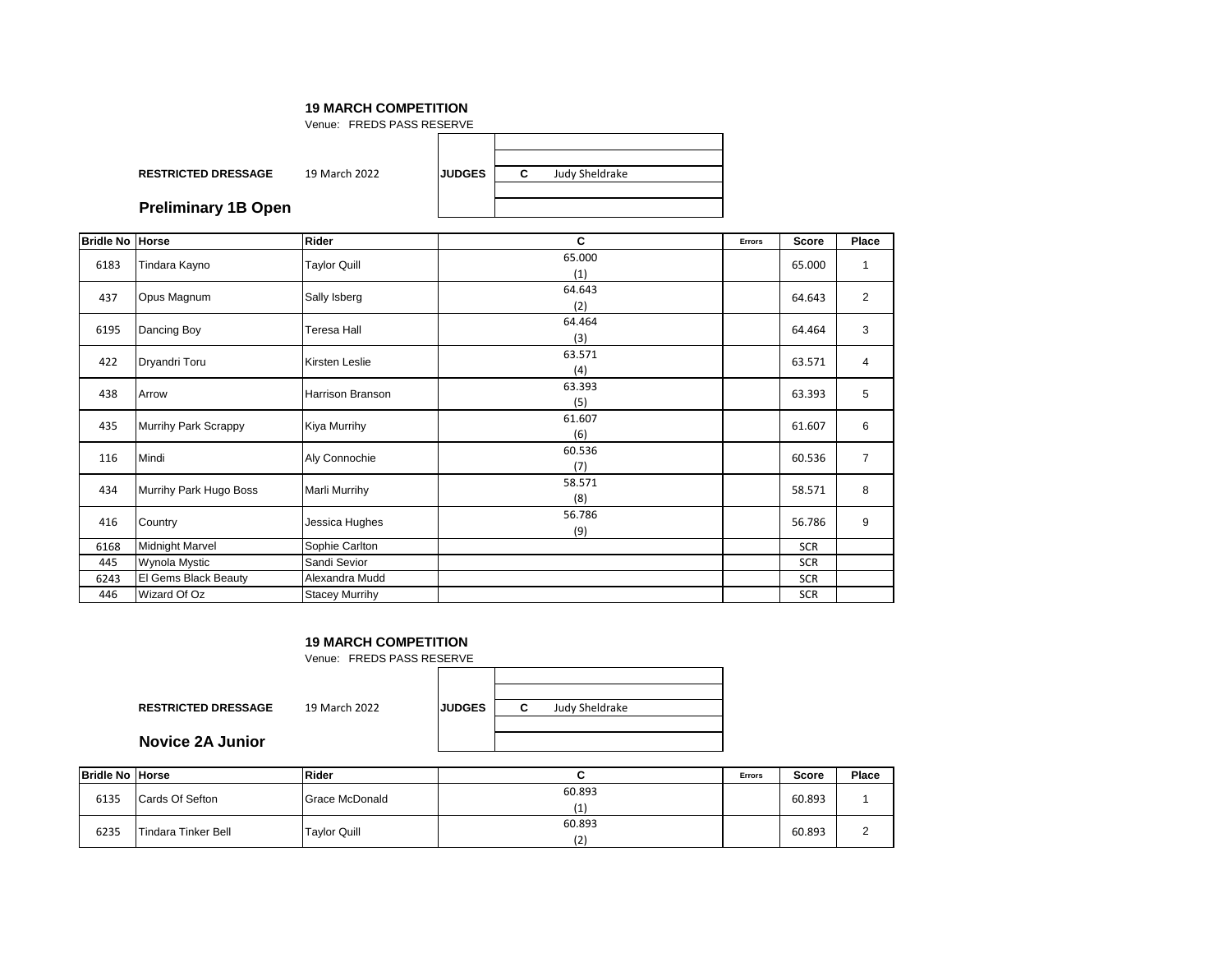**19 MARCH COMPETITION**

Venue: FREDS PASS RESERVE

**RESTRICTED DRESSAGE** 19 March 2022

| JUDGES | |
|---|---|
| | |
| | |
| C | Judy Sheldrake |
| | |
| | |

## Preliminary 1B Open

| Bridle No | Horse | Rider | C | Errors | Score | Place |
|---|---|---|---|---|---|---|
| 6183 | Tindara Kayno | Taylor Quill | 65.000 (1) | | 65.000 | 1 |
| 437 | Opus Magnum | Sally Isberg | 64.643 (2) | | 64.643 | 2 |
| 6195 | Dancing Boy | Teresa Hall | 64.464 (3) | | 64.464 | 3 |
| 422 | Dryandri Toru | Kirsten Leslie | 63.571 (4) | | 63.571 | 4 |
| 438 | Arrow | Harrison Branson | 63.393 (5) | | 63.393 | 5 |
| 435 | Murrihy Park Scrappy | Kiya Murrihy | 61.607 (6) | | 61.607 | 6 |
| 116 | Mindi | Aly Connochie | 60.536 (7) | | 60.536 | 7 |
| 434 | Murrihy Park Hugo Boss | Marli Murrihy | 58.571 (8) | | 58.571 | 8 |
| 416 | Country | Jessica Hughes | 56.786 (9) | | 56.786 | 9 |
| 6168 | Midnight Marvel | Sophie Carlton | | | SCR | |
| 445 | Wynola Mystic | Sandi Sevior | | | SCR | |
| 6243 | El Gems Black Beauty | Alexandra Mudd | | | SCR | |
| 446 | Wizard Of Oz | Stacey Murrihy | | | SCR | |

**19 MARCH COMPETITION**

Venue: FREDS PASS RESERVE

**RESTRICTED DRESSAGE** 19 March 2022

| JUDGES | |
|---|---|
| | |
| | |
| C | Judy Sheldrake |
| | |
| | |

## Novice 2A Junior

| Bridle No | Horse | Rider | C | Errors | Score | Place |
|---|---|---|---|---|---|---|
| 6135 | Cards Of Sefton | Grace McDonald | 60.893 (1) | | 60.893 | 1 |
| 6235 | Tindara Tinker Bell | Taylor Quill | 60.893 (2) | | 60.893 | 2 |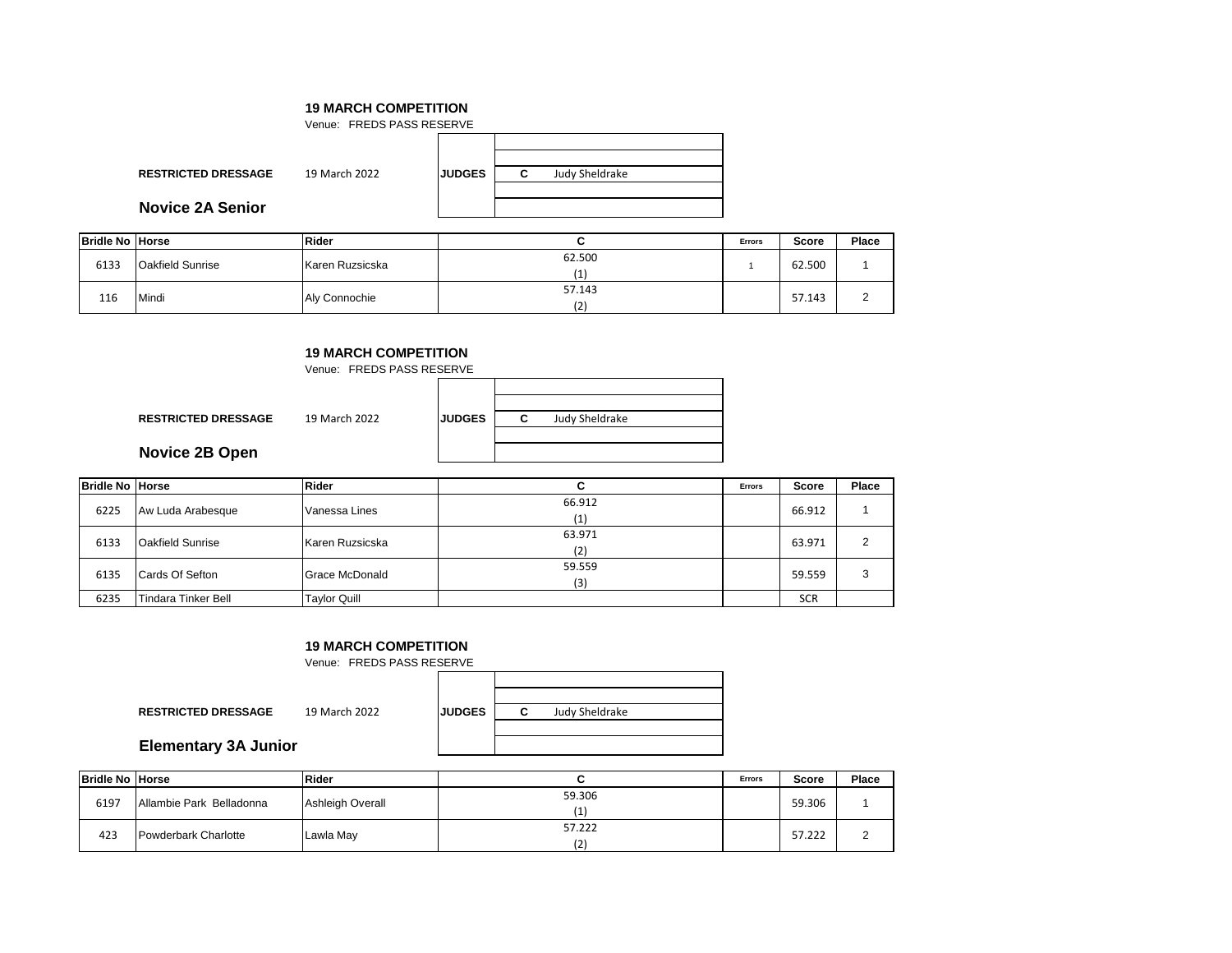**19 MARCH COMPETITION**

Venue: FREDS PASS RESERVE

**RESTRICTED DRESSAGE** 19 March 2022

| JUDGES | |
|---|---|
| | |
| | |
| C | Judy Sheldrake |
| | |
| | |

## Novice 2A Senior

| Bridle No | Horse | Rider | C | Errors | Score | Place |
|---|---|---|---|---|---|---|
| 6133 | Oakfield Sunrise | Karen Ruzsicska | 62.500 (1) | 1 | 62.500 | 1 |
| 116 | Mindi | Aly Connochie | 57.143 (2) | | 57.143 | 2 |

**19 MARCH COMPETITION**

Venue: FREDS PASS RESERVE

**RESTRICTED DRESSAGE** 19 March 2022

| JUDGES | |
|---|---|
| | |
| | |
| C | Judy Sheldrake |
| | |
| | |

## Novice 2B Open

| Bridle No | Horse | Rider | C | Errors | Score | Place |
|---|---|---|---|---|---|---|
| 6225 | Aw Luda Arabesque | Vanessa Lines | 66.912 (1) | | 66.912 | 1 |
| 6133 | Oakfield Sunrise | Karen Ruzsicska | 63.971 (2) | | 63.971 | 2 |
| 6135 | Cards Of Sefton | Grace McDonald | 59.559 (3) | | 59.559 | 3 |
| 6235 | Tindara Tinker Bell | Taylor Quill | | | SCR | |

**19 MARCH COMPETITION**

Venue: FREDS PASS RESERVE

**RESTRICTED DRESSAGE** 19 March 2022

| JUDGES | |
|---|---|
| | |
| | |
| C | Judy Sheldrake |
| | |
| | |

## Elementary 3A Junior

| Bridle No | Horse | Rider | C | Errors | Score | Place |
|---|---|---|---|---|---|---|
| 6197 | Allambie Park Belladonna | Ashleigh Overall | 59.306 (1) | | 59.306 | 1 |
| 423 | Powderbark Charlotte | Lawla May | 57.222 (2) | | 57.222 | 2 |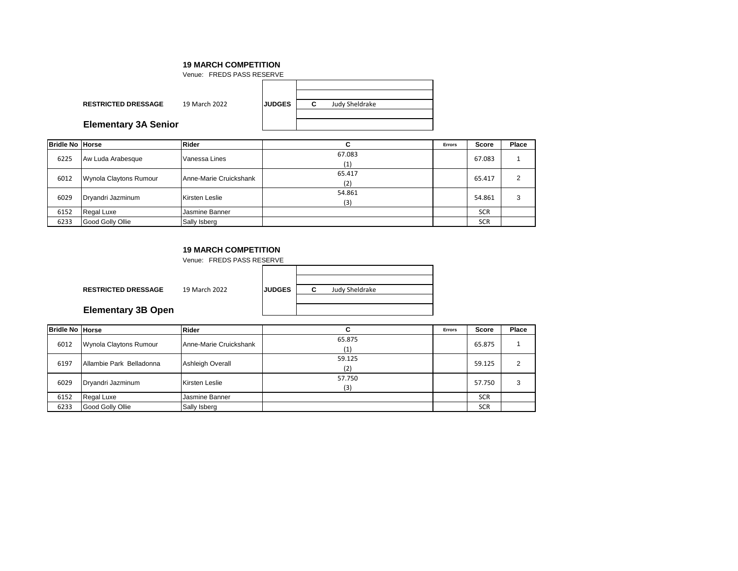**19 MARCH COMPETITION**

Venue: FREDS PASS RESERVE

**RESTRICTED DRESSAGE** 19 March 2022

| **JUDGES** | |
|---|---|
| | |
| | |
| **C** | Judy Sheldrake |
| | |
| | |

## Elementary 3A Senior

| Bridle No | Horse | Rider | C | Errors | Score | Place |
|---|---|---|---|---|---|---|
| 6225 | Aw Luda Arabesque | Vanessa Lines | 67.083 (1) | | 67.083 | 1 |
| 6012 | Wynola Claytons Rumour | Anne-Marie Cruickshank | 65.417 (2) | | 65.417 | 2 |
| 6029 | Dryandri Jazminum | Kirsten Leslie | 54.861 (3) | | 54.861 | 3 |
| 6152 | Regal Luxe | Jasmine Banner | | | SCR | |
| 6233 | Good Golly Ollie | Sally Isberg | | | SCR | |

**19 MARCH COMPETITION**

Venue: FREDS PASS RESERVE

**RESTRICTED DRESSAGE** 19 March 2022

| **JUDGES** | |
|---|---|
| | |
| | |
| **C** | Judy Sheldrake |
| | |
| | |

## Elementary 3B Open

| Bridle No | Horse | Rider | C | Errors | Score | Place |
|---|---|---|---|---|---|---|
| 6012 | Wynola Claytons Rumour | Anne-Marie Cruickshank | 65.875 (1) | | 65.875 | 1 |
| 6197 | Allambie Park Belladonna | Ashleigh Overall | 59.125 (2) | | 59.125 | 2 |
| 6029 | Dryandri Jazminum | Kirsten Leslie | 57.750 (3) | | 57.750 | 3 |
| 6152 | Regal Luxe | Jasmine Banner | | | SCR | |
| 6233 | Good Golly Ollie | Sally Isberg | | | SCR | |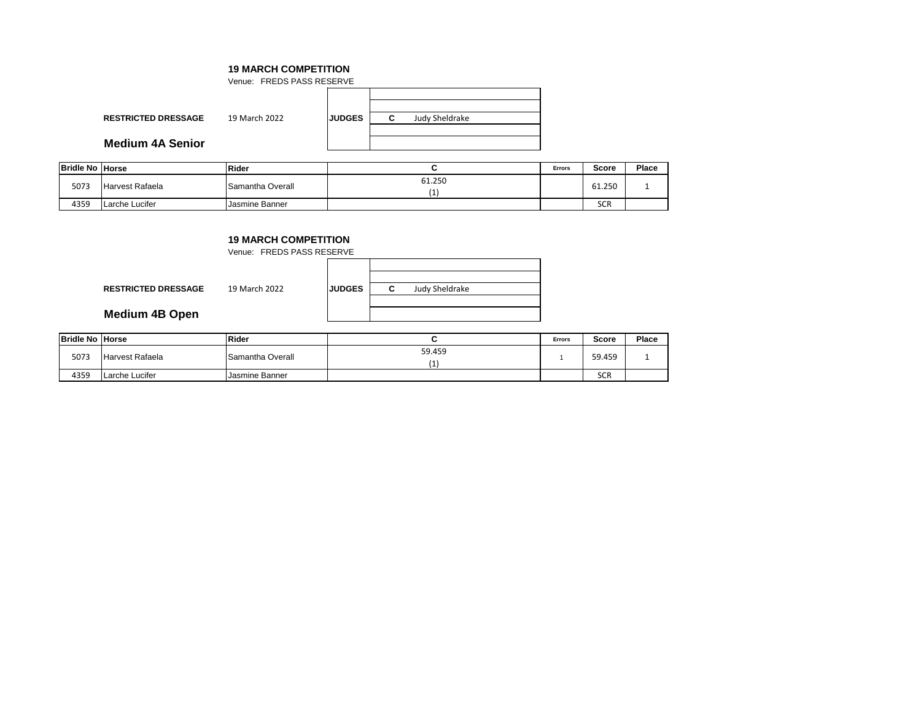**19 MARCH COMPETITION**

Venue: FREDS PASS RESERVE

**RESTRICTED DRESSAGE** 19 March 2022

| JUDGES | | |
|---|---|---|
| | **C** | Judy Sheldrake |

## Medium 4A Senior

| Bridle No | Horse | Rider | C | Errors | Score | Place |
|---|---|---|---|---|---|---|
| 5073 | Harvest Rafaela | Samantha Overall | 61.250 (1) | | 61.250 | 1 |
| 4359 | Larche Lucifer | Jasmine Banner | | | SCR | |

**19 MARCH COMPETITION**

Venue: FREDS PASS RESERVE

**RESTRICTED DRESSAGE** 19 March 2022

| JUDGES | | |
|---|---|---|
| | **C** | Judy Sheldrake |

## Medium 4B Open

| Bridle No | Horse | Rider | C | Errors | Score | Place |
|---|---|---|---|---|---|---|
| 5073 | Harvest Rafaela | Samantha Overall | 59.459 (1) | 1 | 59.459 | 1 |
| 4359 | Larche Lucifer | Jasmine Banner | | | SCR | |